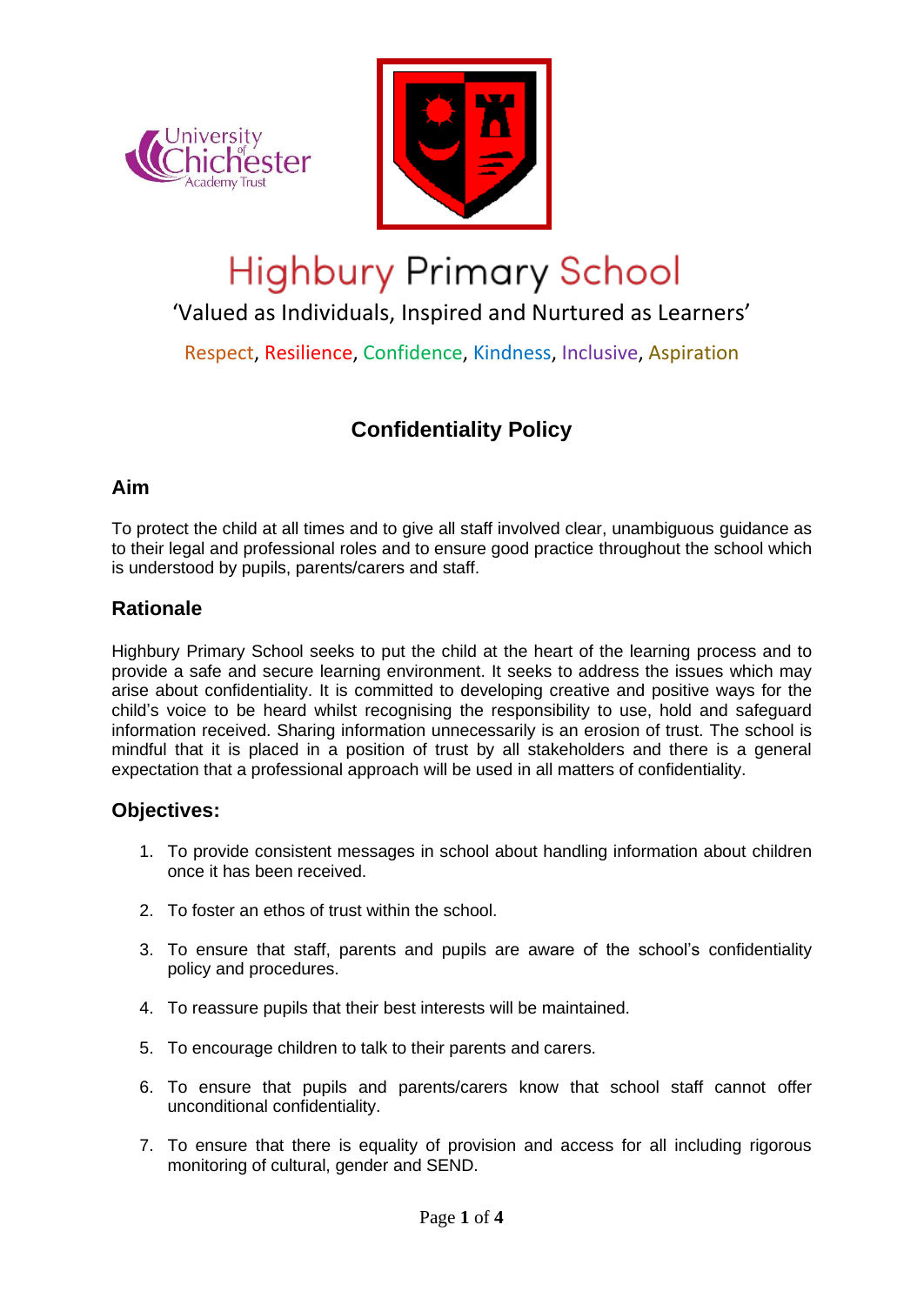# Highbury Primary School

'Valued as Individuals, Inspired and Nurtured as Learners'

Respect, Resilience, Confidence, Kindness, Inclusive, Aspiration

## Confidentiality Policy

### Aim

To protect the child at all times and to give all staff involved clear, unambiguous guidance as to their legal and professional roles and to ensure good practice throughout the school which is understood by pupils, parents/carers and staff.

### Rationale

Highbury Primary School seeks to put the child at the heart of the learning process and to provide a safe and secure learning environment. It seeks to address the issues which may arise about confidentiality. It is committed to developing creative and positive ways for the child's voice to be heard whilst recognising the responsibility to use, hold and safeguard information received. Sharing information unnecessarily is an erosion of trust. The school is mindful that it is placed in a position of trust by all stakeholders and there is a general expectation that a professional approach will be used in all matters of confidentiality.

### Objectives:

1. To provide consistent messages in school about handling information about children once it has been received.
2. To foster an ethos of trust within the school.
3. To ensure that staff, parents and pupils are aware of the school's confidentiality policy and procedures.
4. To reassure pupils that their best interests will be maintained.
5. To encourage children to talk to their parents and carers.
6. To ensure that pupils and parents/carers know that school staff cannot offer unconditional confidentiality.
7. To ensure that there is equality of provision and access for all including rigorous monitoring of cultural, gender and SEND.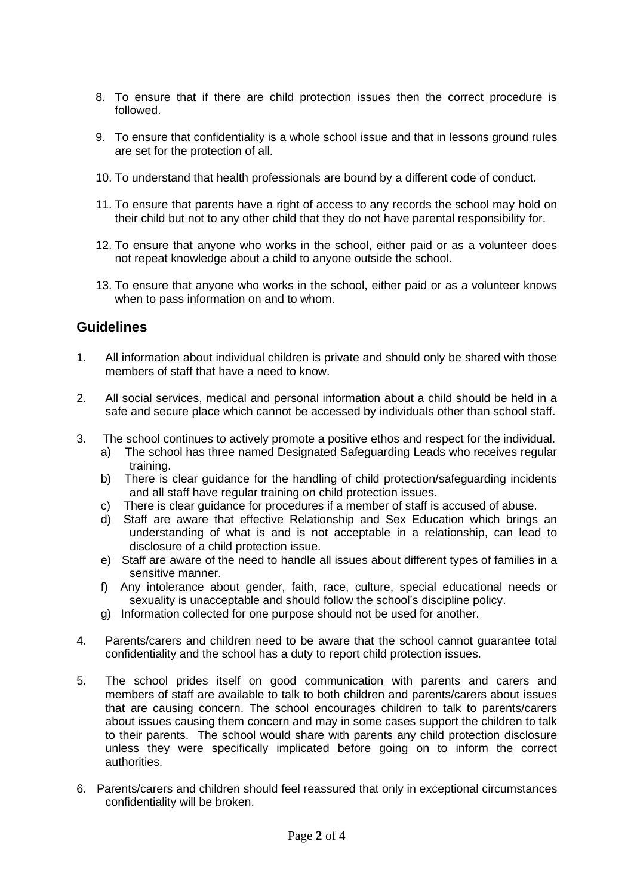8. To ensure that if there are child protection issues then the correct procedure is followed.

9. To ensure that confidentiality is a whole school issue and that in lessons ground rules are set for the protection of all.

10. To understand that health professionals are bound by a different code of conduct.

11. To ensure that parents have a right of access to any records the school may hold on their child but not to any other child that they do not have parental responsibility for.

12. To ensure that anyone who works in the school, either paid or as a volunteer does not repeat knowledge about a child to anyone outside the school.

13. To ensure that anyone who works in the school, either paid or as a volunteer knows when to pass information on and to whom.

## Guidelines

1. All information about individual children is private and should only be shared with those members of staff that have a need to know.

2. All social services, medical and personal information about a child should be held in a safe and secure place which cannot be accessed by individuals other than school staff.

3. The school continues to actively promote a positive ethos and respect for the individual.
   a) The school has three named Designated Safeguarding Leads who receives regular training.
   b) There is clear guidance for the handling of child protection/safeguarding incidents and all staff have regular training on child protection issues.
   c) There is clear guidance for procedures if a member of staff is accused of abuse.
   d) Staff are aware that effective Relationship and Sex Education which brings an understanding of what is and is not acceptable in a relationship, can lead to disclosure of a child protection issue.
   e) Staff are aware of the need to handle all issues about different types of families in a sensitive manner.
   f) Any intolerance about gender, faith, race, culture, special educational needs or sexuality is unacceptable and should follow the school's discipline policy.
   g) Information collected for one purpose should not be used for another.

4. Parents/carers and children need to be aware that the school cannot guarantee total confidentiality and the school has a duty to report child protection issues.

5. The school prides itself on good communication with parents and carers and members of staff are available to talk to both children and parents/carers about issues that are causing concern. The school encourages children to talk to parents/carers about issues causing them concern and may in some cases support the children to talk to their parents. The school would share with parents any child protection disclosure unless they were specifically implicated before going on to inform the correct authorities.

6. Parents/carers and children should feel reassured that only in exceptional circumstances confidentiality will be broken.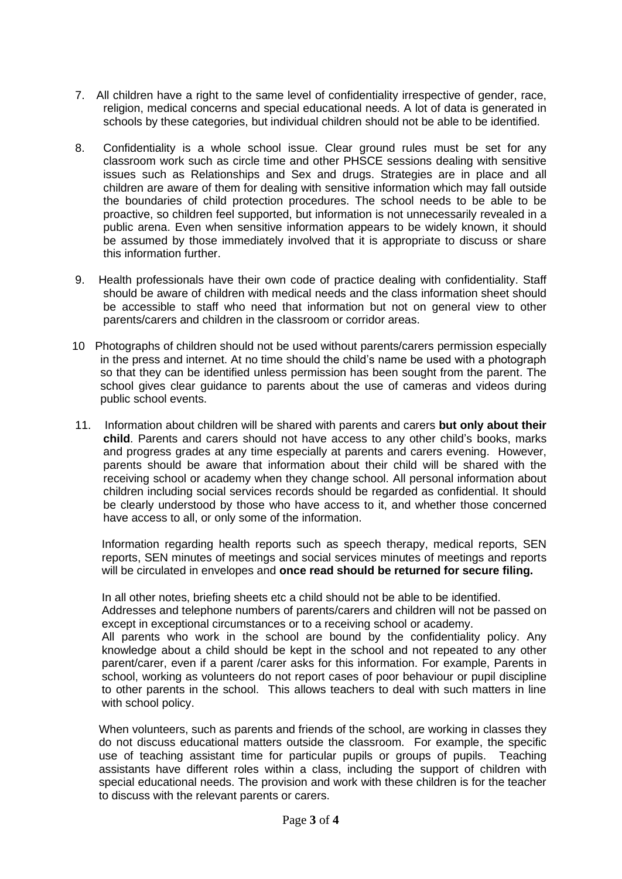7. All children have a right to the same level of confidentiality irrespective of gender, race, religion, medical concerns and special educational needs. A lot of data is generated in schools by these categories, but individual children should not be able to be identified.

8. Confidentiality is a whole school issue. Clear ground rules must be set for any classroom work such as circle time and other PHSCE sessions dealing with sensitive issues such as Relationships and Sex and drugs. Strategies are in place and all children are aware of them for dealing with sensitive information which may fall outside the boundaries of child protection procedures. The school needs to be able to be proactive, so children feel supported, but information is not unnecessarily revealed in a public arena. Even when sensitive information appears to be widely known, it should be assumed by those immediately involved that it is appropriate to discuss or share this information further.

9. Health professionals have their own code of practice dealing with confidentiality. Staff should be aware of children with medical needs and the class information sheet should be accessible to staff who need that information but not on general view to other parents/carers and children in the classroom or corridor areas.

10 Photographs of children should not be used without parents/carers permission especially in the press and internet. At no time should the child's name be used with a photograph so that they can be identified unless permission has been sought from the parent. The school gives clear guidance to parents about the use of cameras and videos during public school events.

11. Information about children will be shared with parents and carers **but only about their child**. Parents and carers should not have access to any other child's books, marks and progress grades at any time especially at parents and carers evening. However, parents should be aware that information about their child will be shared with the receiving school or academy when they change school. All personal information about children including social services records should be regarded as confidential. It should be clearly understood by those who have access to it, and whether those concerned have access to all, or only some of the information.

    Information regarding health reports such as speech therapy, medical reports, SEN reports, SEN minutes of meetings and social services minutes of meetings and reports will be circulated in envelopes and **once read should be returned for secure filing.**

    In all other notes, briefing sheets etc a child should not be able to be identified.
    Addresses and telephone numbers of parents/carers and children will not be passed on except in exceptional circumstances or to a receiving school or academy.
    All parents who work in the school are bound by the confidentiality policy. Any knowledge about a child should be kept in the school and not repeated to any other parent/carer, even if a parent /carer asks for this information. For example, Parents in school, working as volunteers do not report cases of poor behaviour or pupil discipline to other parents in the school. This allows teachers to deal with such matters in line with school policy.

    When volunteers, such as parents and friends of the school, are working in classes they do not discuss educational matters outside the classroom. For example, the specific use of teaching assistant time for particular pupils or groups of pupils. Teaching assistants have different roles within a class, including the support of children with special educational needs. The provision and work with these children is for the teacher to discuss with the relevant parents or carers.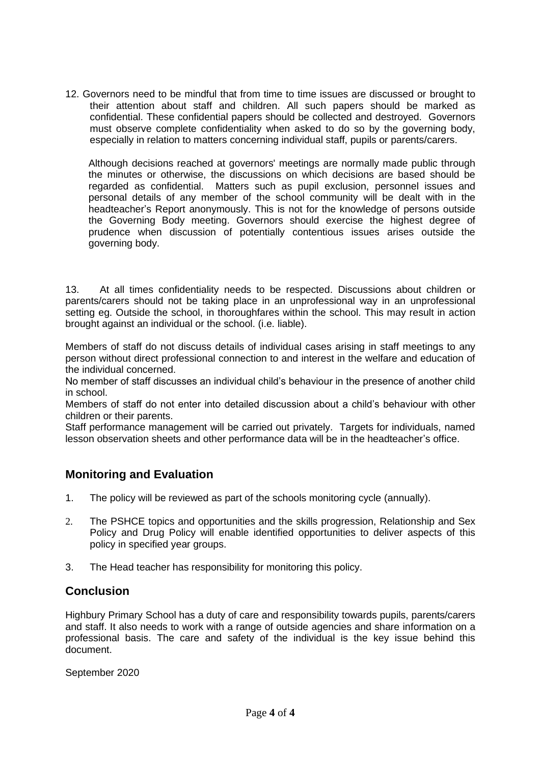12. Governors need to be mindful that from time to time issues are discussed or brought to their attention about staff and children. All such papers should be marked as confidential. These confidential papers should be collected and destroyed. Governors must observe complete confidentiality when asked to do so by the governing body, especially in relation to matters concerning individual staff, pupils or parents/carers.

    Although decisions reached at governors' meetings are normally made public through the minutes or otherwise, the discussions on which decisions are based should be regarded as confidential. Matters such as pupil exclusion, personnel issues and personal details of any member of the school community will be dealt with in the headteacher's Report anonymously. This is not for the knowledge of persons outside the Governing Body meeting. Governors should exercise the highest degree of prudence when discussion of potentially contentious issues arises outside the governing body.

13. At all times confidentiality needs to be respected. Discussions about children or parents/carers should not be taking place in an unprofessional way in an unprofessional setting eg. Outside the school, in thoroughfares within the school. This may result in action brought against an individual or the school. (i.e. liable).

Members of staff do not discuss details of individual cases arising in staff meetings to any person without direct professional connection to and interest in the welfare and education of the individual concerned.
No member of staff discusses an individual child's behaviour in the presence of another child in school.
Members of staff do not enter into detailed discussion about a child's behaviour with other children or their parents.
Staff performance management will be carried out privately. Targets for individuals, named lesson observation sheets and other performance data will be in the headteacher's office.

## Monitoring and Evaluation

1. The policy will be reviewed as part of the schools monitoring cycle (annually).

2. The PSHCE topics and opportunities and the skills progression, Relationship and Sex Policy and Drug Policy will enable identified opportunities to deliver aspects of this policy in specified year groups.

3. The Head teacher has responsibility for monitoring this policy.

## Conclusion

Highbury Primary School has a duty of care and responsibility towards pupils, parents/carers and staff. It also needs to work with a range of outside agencies and share information on a professional basis. The care and safety of the individual is the key issue behind this document.

September 2020